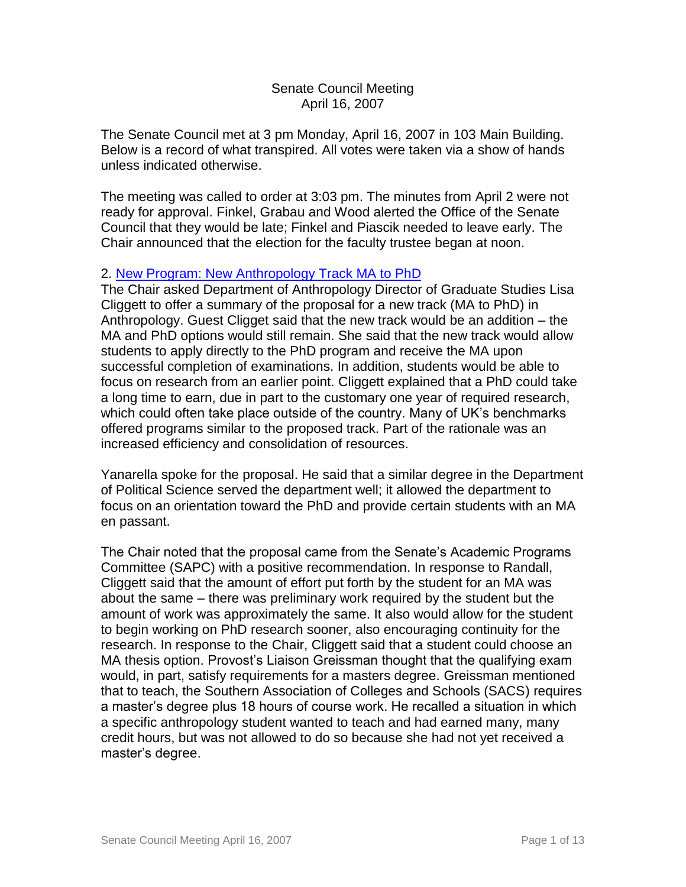Senate Council Meeting
April 16, 2007

The Senate Council met at 3 pm Monday, April 16, 2007 in 103 Main Building. Below is a record of what transpired. All votes were taken via a show of hands unless indicated otherwise.

The meeting was called to order at 3:03 pm. The minutes from April 2 were not ready for approval. Finkel, Grabau and Wood alerted the Office of the Senate Council that they would be late; Finkel and Piascik needed to leave early. The Chair announced that the election for the faculty trustee began at noon.

2. New Program: New Anthropology Track MA to PhD

The Chair asked Department of Anthropology Director of Graduate Studies Lisa Cliggett to offer a summary of the proposal for a new track (MA to PhD) in Anthropology. Guest Cligget said that the new track would be an addition – the MA and PhD options would still remain. She said that the new track would allow students to apply directly to the PhD program and receive the MA upon successful completion of examinations. In addition, students would be able to focus on research from an earlier point. Cliggett explained that a PhD could take a long time to earn, due in part to the customary one year of required research, which could often take place outside of the country. Many of UK's benchmarks offered programs similar to the proposed track. Part of the rationale was an increased efficiency and consolidation of resources.

Yanarella spoke for the proposal. He said that a similar degree in the Department of Political Science served the department well; it allowed the department to focus on an orientation toward the PhD and provide certain students with an MA en passant.

The Chair noted that the proposal came from the Senate's Academic Programs Committee (SAPC) with a positive recommendation. In response to Randall, Cliggett said that the amount of effort put forth by the student for an MA was about the same – there was preliminary work required by the student but the amount of work was approximately the same. It also would allow for the student to begin working on PhD research sooner, also encouraging continuity for the research. In response to the Chair, Cliggett said that a student could choose an MA thesis option. Provost's Liaison Greissman thought that the qualifying exam would, in part, satisfy requirements for a masters degree. Greissman mentioned that to teach, the Southern Association of Colleges and Schools (SACS) requires a master's degree plus 18 hours of course work. He recalled a situation in which a specific anthropology student wanted to teach and had earned many, many credit hours, but was not allowed to do so because she had not yet received a master's degree.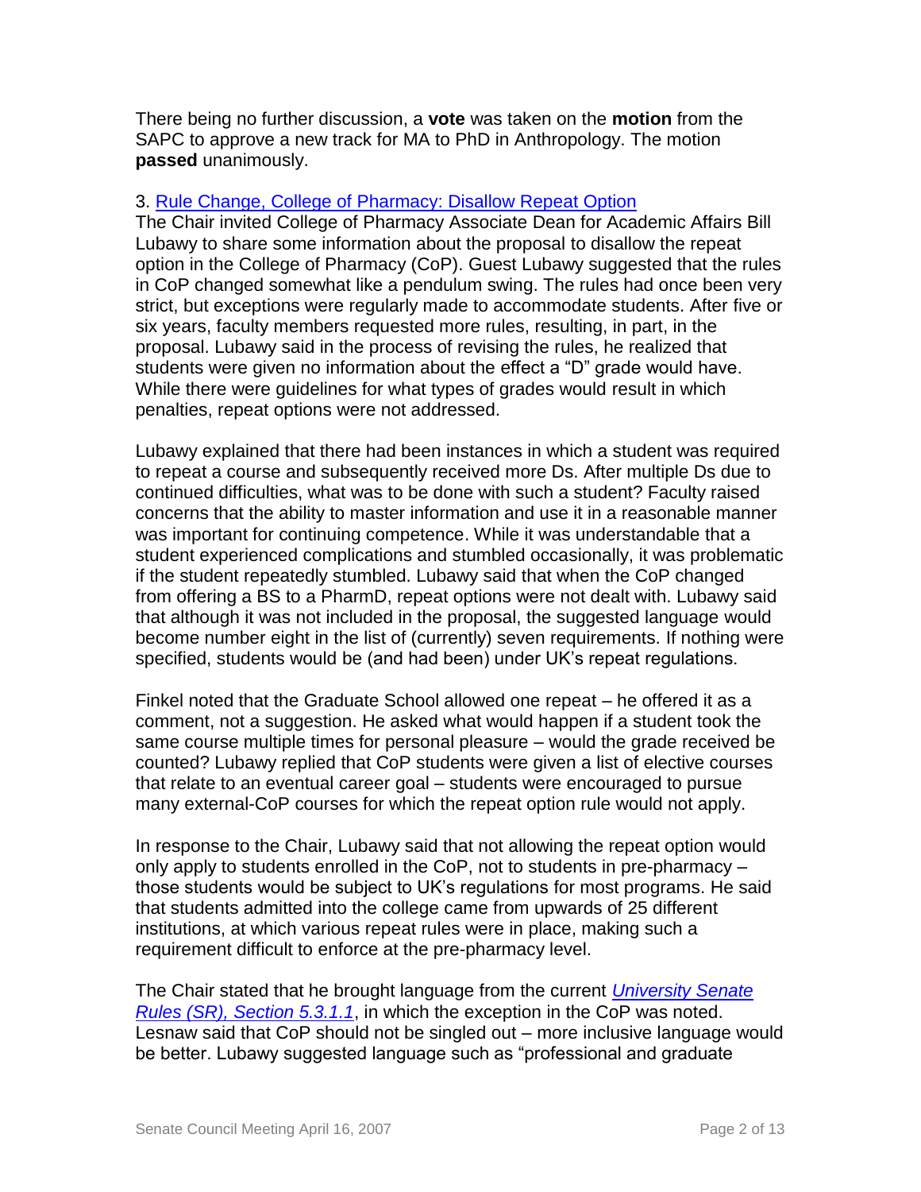There being no further discussion, a **vote** was taken on the **motion** from the SAPC to approve a new track for MA to PhD in Anthropology. The motion **passed** unanimously.

3. Rule Change, College of Pharmacy: Disallow Repeat Option
The Chair invited College of Pharmacy Associate Dean for Academic Affairs Bill Lubawy to share some information about the proposal to disallow the repeat option in the College of Pharmacy (CoP). Guest Lubawy suggested that the rules in CoP changed somewhat like a pendulum swing. The rules had once been very strict, but exceptions were regularly made to accommodate students. After five or six years, faculty members requested more rules, resulting, in part, in the proposal. Lubawy said in the process of revising the rules, he realized that students were given no information about the effect a "D" grade would have. While there were guidelines for what types of grades would result in which penalties, repeat options were not addressed.

Lubawy explained that there had been instances in which a student was required to repeat a course and subsequently received more Ds. After multiple Ds due to continued difficulties, what was to be done with such a student? Faculty raised concerns that the ability to master information and use it in a reasonable manner was important for continuing competence. While it was understandable that a student experienced complications and stumbled occasionally, it was problematic if the student repeatedly stumbled. Lubawy said that when the CoP changed from offering a BS to a PharmD, repeat options were not dealt with. Lubawy said that although it was not included in the proposal, the suggested language would become number eight in the list of (currently) seven requirements. If nothing were specified, students would be (and had been) under UK's repeat regulations.

Finkel noted that the Graduate School allowed one repeat – he offered it as a comment, not a suggestion. He asked what would happen if a student took the same course multiple times for personal pleasure – would the grade received be counted? Lubawy replied that CoP students were given a list of elective courses that relate to an eventual career goal – students were encouraged to pursue many external-CoP courses for which the repeat option rule would not apply.

In response to the Chair, Lubawy said that not allowing the repeat option would only apply to students enrolled in the CoP, not to students in pre-pharmacy – those students would be subject to UK's regulations for most programs. He said that students admitted into the college came from upwards of 25 different institutions, at which various repeat rules were in place, making such a requirement difficult to enforce at the pre-pharmacy level.

The Chair stated that he brought language from the current *University Senate Rules (SR), Section 5.3.1.1*, in which the exception in the CoP was noted. Lesnaw said that CoP should not be singled out – more inclusive language would be better. Lubawy suggested language such as "professional and graduate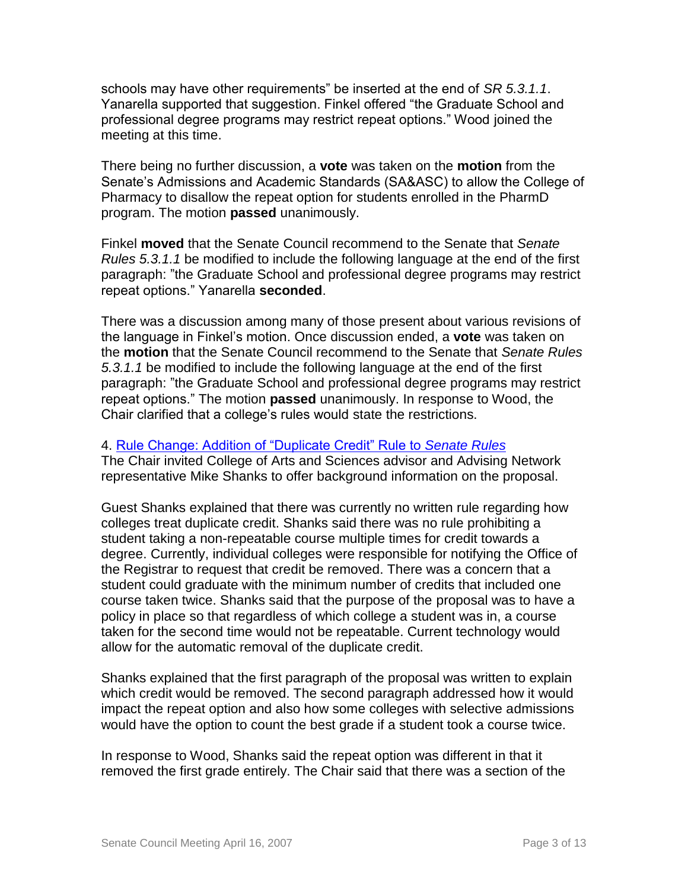schools may have other requirements" be inserted at the end of *SR 5.3.1.1*. Yanarella supported that suggestion. Finkel offered "the Graduate School and professional degree programs may restrict repeat options." Wood joined the meeting at this time.

There being no further discussion, a **vote** was taken on the **motion** from the Senate's Admissions and Academic Standards (SA&ASC) to allow the College of Pharmacy to disallow the repeat option for students enrolled in the PharmD program. The motion **passed** unanimously.

Finkel **moved** that the Senate Council recommend to the Senate that *Senate Rules 5.3.1.1* be modified to include the following language at the end of the first paragraph: "the Graduate School and professional degree programs may restrict repeat options." Yanarella **seconded**.

There was a discussion among many of those present about various revisions of the language in Finkel's motion. Once discussion ended, a **vote** was taken on the **motion** that the Senate Council recommend to the Senate that *Senate Rules 5.3.1.1* be modified to include the following language at the end of the first paragraph: "the Graduate School and professional degree programs may restrict repeat options." The motion **passed** unanimously. In response to Wood, the Chair clarified that a college's rules would state the restrictions.

4. Rule Change: Addition of "Duplicate Credit" Rule to *Senate Rules*

The Chair invited College of Arts and Sciences advisor and Advising Network representative Mike Shanks to offer background information on the proposal.

Guest Shanks explained that there was currently no written rule regarding how colleges treat duplicate credit. Shanks said there was no rule prohibiting a student taking a non-repeatable course multiple times for credit towards a degree. Currently, individual colleges were responsible for notifying the Office of the Registrar to request that credit be removed. There was a concern that a student could graduate with the minimum number of credits that included one course taken twice. Shanks said that the purpose of the proposal was to have a policy in place so that regardless of which college a student was in, a course taken for the second time would not be repeatable. Current technology would allow for the automatic removal of the duplicate credit.

Shanks explained that the first paragraph of the proposal was written to explain which credit would be removed. The second paragraph addressed how it would impact the repeat option and also how some colleges with selective admissions would have the option to count the best grade if a student took a course twice.

In response to Wood, Shanks said the repeat option was different in that it removed the first grade entirely. The Chair said that there was a section of the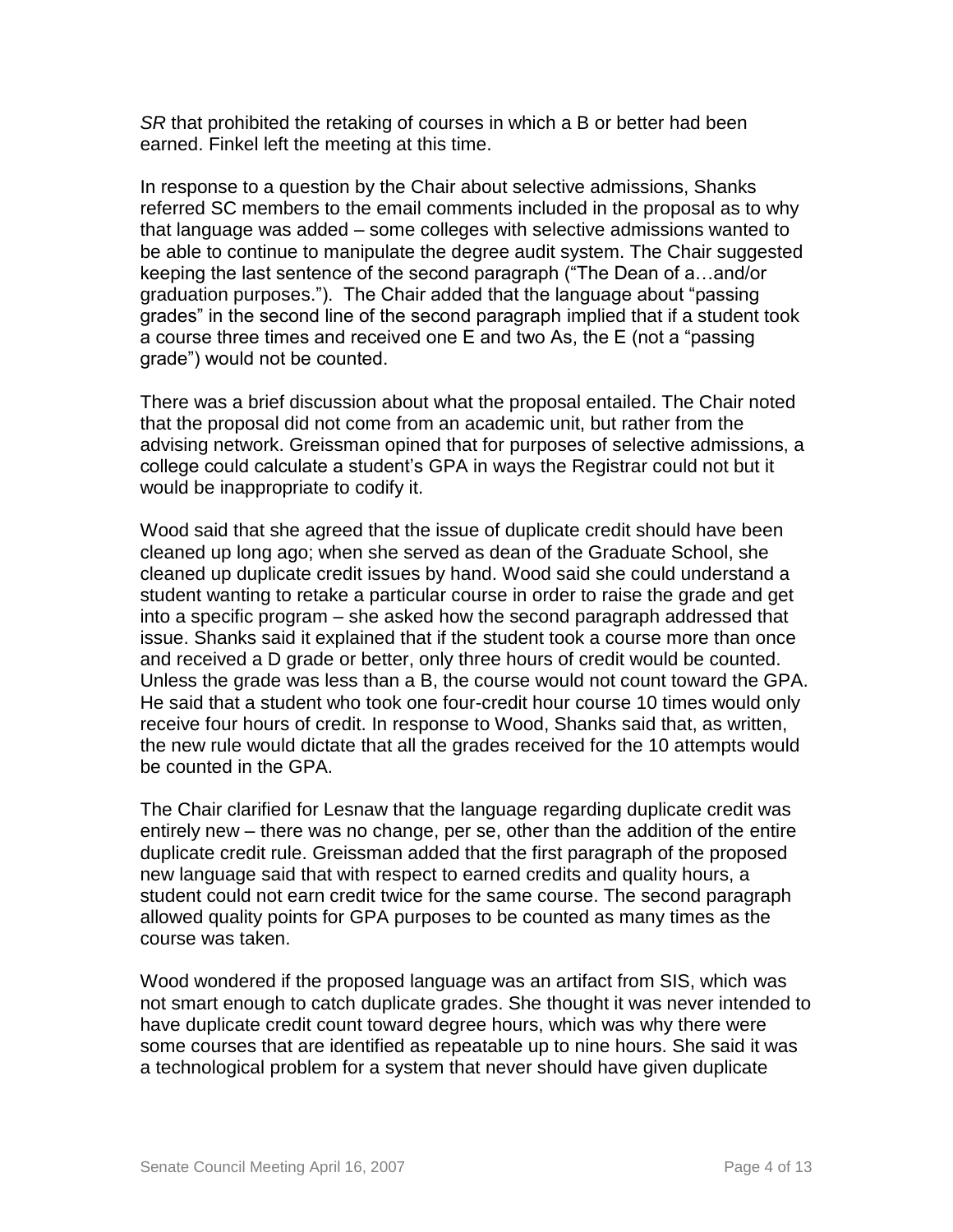*SR* that prohibited the retaking of courses in which a B or better had been earned. Finkel left the meeting at this time.

In response to a question by the Chair about selective admissions, Shanks referred SC members to the email comments included in the proposal as to why that language was added – some colleges with selective admissions wanted to be able to continue to manipulate the degree audit system. The Chair suggested keeping the last sentence of the second paragraph ("The Dean of a…and/or graduation purposes."). The Chair added that the language about "passing grades" in the second line of the second paragraph implied that if a student took a course three times and received one E and two As, the E (not a "passing grade") would not be counted.

There was a brief discussion about what the proposal entailed. The Chair noted that the proposal did not come from an academic unit, but rather from the advising network. Greissman opined that for purposes of selective admissions, a college could calculate a student's GPA in ways the Registrar could not but it would be inappropriate to codify it.

Wood said that she agreed that the issue of duplicate credit should have been cleaned up long ago; when she served as dean of the Graduate School, she cleaned up duplicate credit issues by hand. Wood said she could understand a student wanting to retake a particular course in order to raise the grade and get into a specific program – she asked how the second paragraph addressed that issue. Shanks said it explained that if the student took a course more than once and received a D grade or better, only three hours of credit would be counted. Unless the grade was less than a B, the course would not count toward the GPA. He said that a student who took one four-credit hour course 10 times would only receive four hours of credit. In response to Wood, Shanks said that, as written, the new rule would dictate that all the grades received for the 10 attempts would be counted in the GPA.

The Chair clarified for Lesnaw that the language regarding duplicate credit was entirely new – there was no change, per se, other than the addition of the entire duplicate credit rule. Greissman added that the first paragraph of the proposed new language said that with respect to earned credits and quality hours, a student could not earn credit twice for the same course. The second paragraph allowed quality points for GPA purposes to be counted as many times as the course was taken.

Wood wondered if the proposed language was an artifact from SIS, which was not smart enough to catch duplicate grades. She thought it was never intended to have duplicate credit count toward degree hours, which was why there were some courses that are identified as repeatable up to nine hours. She said it was a technological problem for a system that never should have given duplicate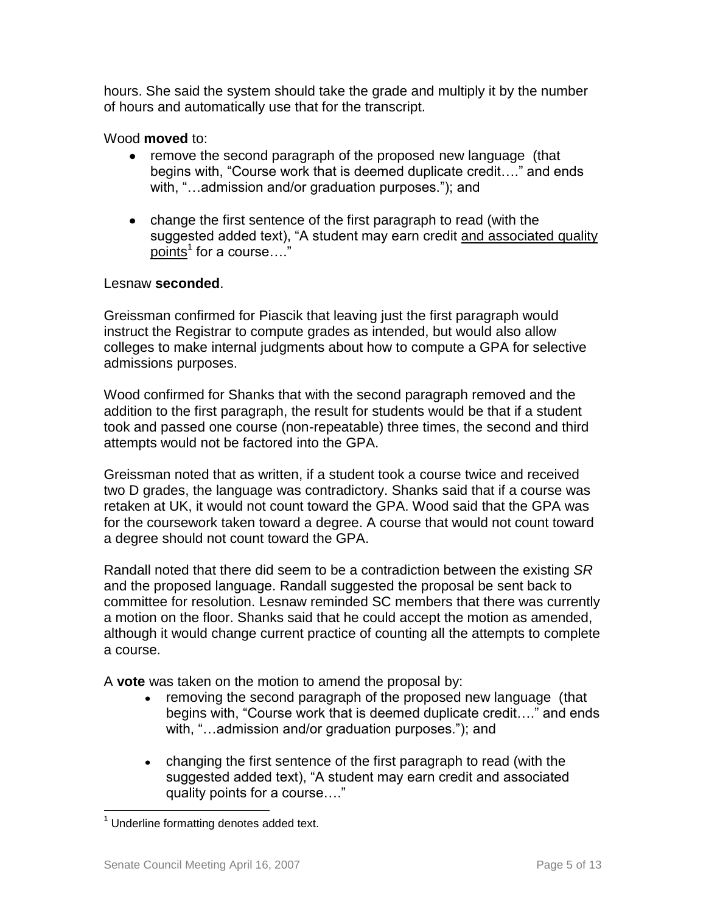hours. She said the system should take the grade and multiply it by the number of hours and automatically use that for the transcript.

Wood **moved** to:

- remove the second paragraph of the proposed new language (that begins with, "Course work that is deemed duplicate credit…." and ends with, "…admission and/or graduation purposes."); and
- change the first sentence of the first paragraph to read (with the suggested added text), "A student may earn credit <u>and associated quality points</u>[1] for a course…."

Lesnaw **seconded**.

Greissman confirmed for Piascik that leaving just the first paragraph would instruct the Registrar to compute grades as intended, but would also allow colleges to make internal judgments about how to compute a GPA for selective admissions purposes.

Wood confirmed for Shanks that with the second paragraph removed and the addition to the first paragraph, the result for students would be that if a student took and passed one course (non-repeatable) three times, the second and third attempts would not be factored into the GPA.

Greissman noted that as written, if a student took a course twice and received two D grades, the language was contradictory. Shanks said that if a course was retaken at UK, it would not count toward the GPA. Wood said that the GPA was for the coursework taken toward a degree. A course that would not count toward a degree should not count toward the GPA.

Randall noted that there did seem to be a contradiction between the existing *SR* and the proposed language. Randall suggested the proposal be sent back to committee for resolution. Lesnaw reminded SC members that there was currently a motion on the floor. Shanks said that he could accept the motion as amended, although it would change current practice of counting all the attempts to complete a course.

A **vote** was taken on the motion to amend the proposal by:

- removing the second paragraph of the proposed new language (that begins with, "Course work that is deemed duplicate credit…." and ends with, "…admission and/or graduation purposes."); and
- changing the first sentence of the first paragraph to read (with the suggested added text), "A student may earn credit and associated quality points for a course…."

---

[1] Underline formatting denotes added text.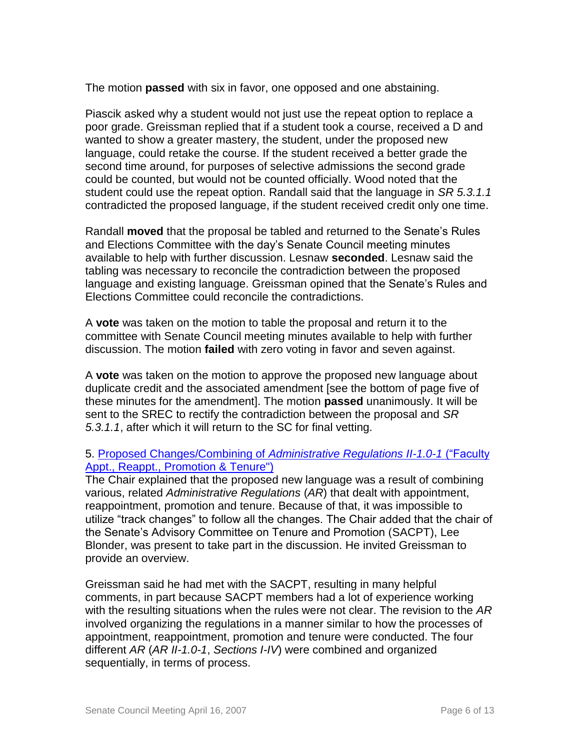The motion **passed** with six in favor, one opposed and one abstaining.

Piascik asked why a student would not just use the repeat option to replace a poor grade. Greissman replied that if a student took a course, received a D and wanted to show a greater mastery, the student, under the proposed new language, could retake the course. If the student received a better grade the second time around, for purposes of selective admissions the second grade could be counted, but would not be counted officially. Wood noted that the student could use the repeat option. Randall said that the language in *SR 5.3.1.1* contradicted the proposed language, if the student received credit only one time.

Randall **moved** that the proposal be tabled and returned to the Senate's Rules and Elections Committee with the day's Senate Council meeting minutes available to help with further discussion. Lesnaw **seconded**. Lesnaw said the tabling was necessary to reconcile the contradiction between the proposed language and existing language. Greissman opined that the Senate's Rules and Elections Committee could reconcile the contradictions.

A **vote** was taken on the motion to table the proposal and return it to the committee with Senate Council meeting minutes available to help with further discussion. The motion **failed** with zero voting in favor and seven against.

A **vote** was taken on the motion to approve the proposed new language about duplicate credit and the associated amendment [see the bottom of page five of these minutes for the amendment]. The motion **passed** unanimously. It will be sent to the SREC to rectify the contradiction between the proposal and *SR 5.3.1.1*, after which it will return to the SC for final vetting.

5. Proposed Changes/Combining of *Administrative Regulations II-1.0-1* ("Faculty Appt., Reappt., Promotion & Tenure")

The Chair explained that the proposed new language was a result of combining various, related *Administrative Regulations* (*AR*) that dealt with appointment, reappointment, promotion and tenure. Because of that, it was impossible to utilize "track changes" to follow all the changes. The Chair added that the chair of the Senate's Advisory Committee on Tenure and Promotion (SACPT), Lee Blonder, was present to take part in the discussion. He invited Greissman to provide an overview.

Greissman said he had met with the SACPT, resulting in many helpful comments, in part because SACPT members had a lot of experience working with the resulting situations when the rules were not clear. The revision to the *AR* involved organizing the regulations in a manner similar to how the processes of appointment, reappointment, promotion and tenure were conducted. The four different *AR* (*AR II-1.0-1*, *Sections I-IV*) were combined and organized sequentially, in terms of process.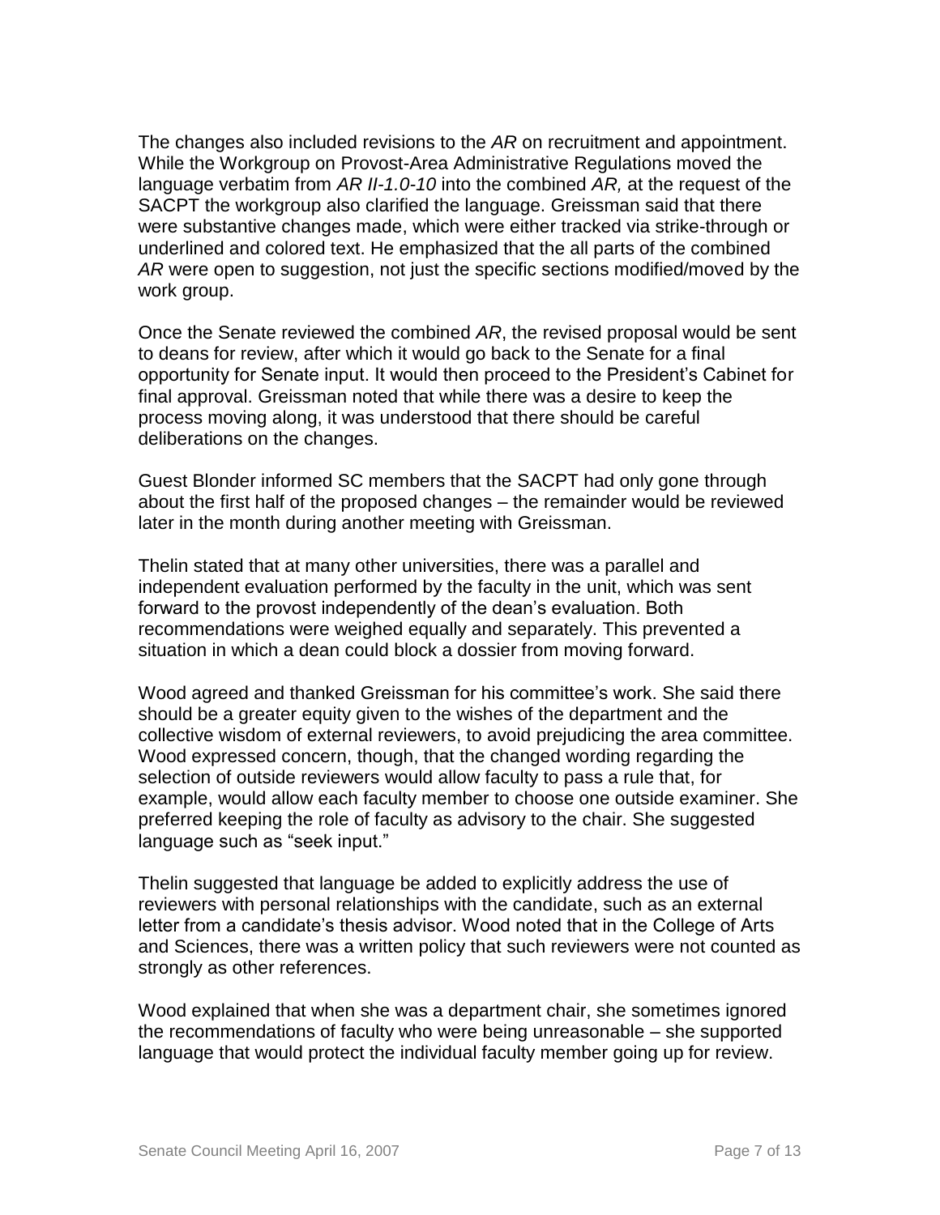The changes also included revisions to the *AR* on recruitment and appointment. While the Workgroup on Provost-Area Administrative Regulations moved the language verbatim from *AR II-1.0-10* into the combined *AR,* at the request of the SACPT the workgroup also clarified the language. Greissman said that there were substantive changes made, which were either tracked via strike-through or underlined and colored text. He emphasized that the all parts of the combined *AR* were open to suggestion, not just the specific sections modified/moved by the work group.

Once the Senate reviewed the combined *AR*, the revised proposal would be sent to deans for review, after which it would go back to the Senate for a final opportunity for Senate input. It would then proceed to the President's Cabinet for final approval. Greissman noted that while there was a desire to keep the process moving along, it was understood that there should be careful deliberations on the changes.

Guest Blonder informed SC members that the SACPT had only gone through about the first half of the proposed changes – the remainder would be reviewed later in the month during another meeting with Greissman.

Thelin stated that at many other universities, there was a parallel and independent evaluation performed by the faculty in the unit, which was sent forward to the provost independently of the dean's evaluation. Both recommendations were weighed equally and separately. This prevented a situation in which a dean could block a dossier from moving forward.

Wood agreed and thanked Greissman for his committee's work. She said there should be a greater equity given to the wishes of the department and the collective wisdom of external reviewers, to avoid prejudicing the area committee. Wood expressed concern, though, that the changed wording regarding the selection of outside reviewers would allow faculty to pass a rule that, for example, would allow each faculty member to choose one outside examiner. She preferred keeping the role of faculty as advisory to the chair. She suggested language such as "seek input."

Thelin suggested that language be added to explicitly address the use of reviewers with personal relationships with the candidate, such as an external letter from a candidate's thesis advisor. Wood noted that in the College of Arts and Sciences, there was a written policy that such reviewers were not counted as strongly as other references.

Wood explained that when she was a department chair, she sometimes ignored the recommendations of faculty who were being unreasonable – she supported language that would protect the individual faculty member going up for review.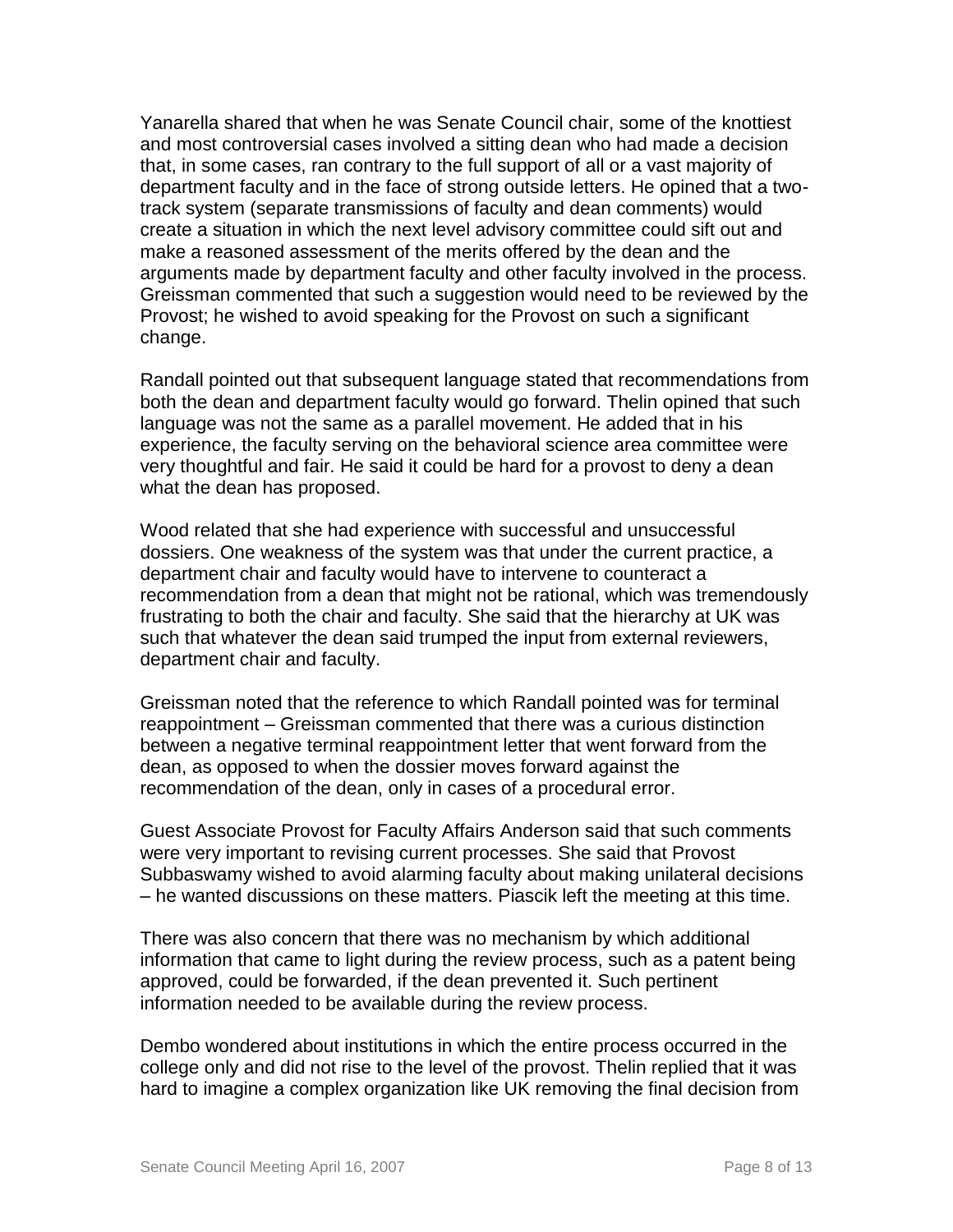Yanarella shared that when he was Senate Council chair, some of the knottiest and most controversial cases involved a sitting dean who had made a decision that, in some cases, ran contrary to the full support of all or a vast majority of department faculty and in the face of strong outside letters. He opined that a two-track system (separate transmissions of faculty and dean comments) would create a situation in which the next level advisory committee could sift out and make a reasoned assessment of the merits offered by the dean and the arguments made by department faculty and other faculty involved in the process. Greissman commented that such a suggestion would need to be reviewed by the Provost; he wished to avoid speaking for the Provost on such a significant change.

Randall pointed out that subsequent language stated that recommendations from both the dean and department faculty would go forward. Thelin opined that such language was not the same as a parallel movement. He added that in his experience, the faculty serving on the behavioral science area committee were very thoughtful and fair. He said it could be hard for a provost to deny a dean what the dean has proposed.

Wood related that she had experience with successful and unsuccessful dossiers. One weakness of the system was that under the current practice, a department chair and faculty would have to intervene to counteract a recommendation from a dean that might not be rational, which was tremendously frustrating to both the chair and faculty. She said that the hierarchy at UK was such that whatever the dean said trumped the input from external reviewers, department chair and faculty.

Greissman noted that the reference to which Randall pointed was for terminal reappointment – Greissman commented that there was a curious distinction between a negative terminal reappointment letter that went forward from the dean, as opposed to when the dossier moves forward against the recommendation of the dean, only in cases of a procedural error.

Guest Associate Provost for Faculty Affairs Anderson said that such comments were very important to revising current processes. She said that Provost Subbaswamy wished to avoid alarming faculty about making unilateral decisions – he wanted discussions on these matters. Piascik left the meeting at this time.

There was also concern that there was no mechanism by which additional information that came to light during the review process, such as a patent being approved, could be forwarded, if the dean prevented it. Such pertinent information needed to be available during the review process.

Dembo wondered about institutions in which the entire process occurred in the college only and did not rise to the level of the provost. Thelin replied that it was hard to imagine a complex organization like UK removing the final decision from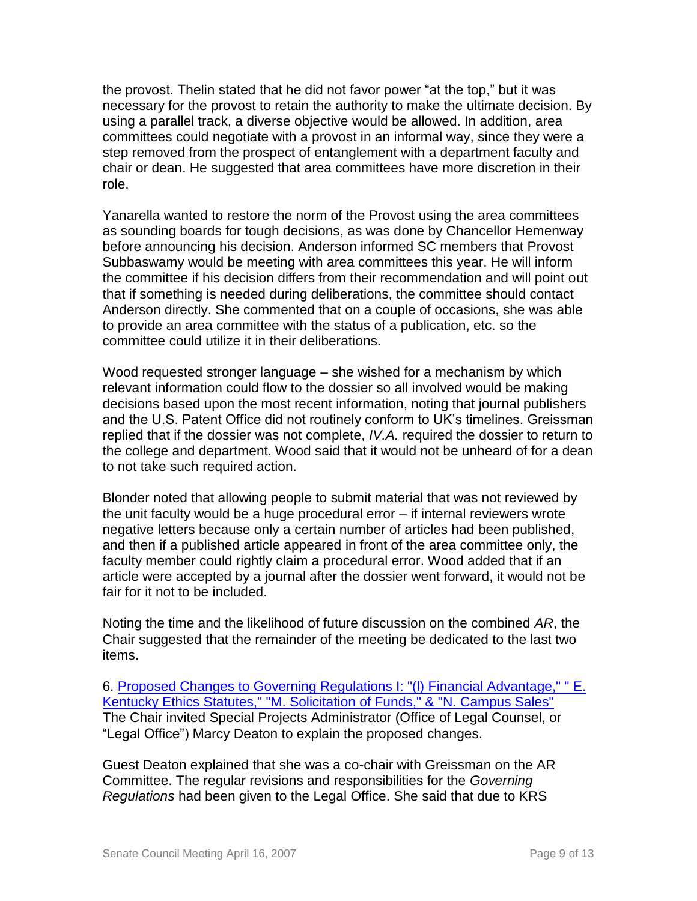the provost. Thelin stated that he did not favor power "at the top," but it was necessary for the provost to retain the authority to make the ultimate decision. By using a parallel track, a diverse objective would be allowed. In addition, area committees could negotiate with a provost in an informal way, since they were a step removed from the prospect of entanglement with a department faculty and chair or dean. He suggested that area committees have more discretion in their role.

Yanarella wanted to restore the norm of the Provost using the area committees as sounding boards for tough decisions, as was done by Chancellor Hemenway before announcing his decision. Anderson informed SC members that Provost Subbaswamy would be meeting with area committees this year. He will inform the committee if his decision differs from their recommendation and will point out that if something is needed during deliberations, the committee should contact Anderson directly. She commented that on a couple of occasions, she was able to provide an area committee with the status of a publication, etc. so the committee could utilize it in their deliberations.

Wood requested stronger language – she wished for a mechanism by which relevant information could flow to the dossier so all involved would be making decisions based upon the most recent information, noting that journal publishers and the U.S. Patent Office did not routinely conform to UK's timelines. Greissman replied that if the dossier was not complete, *IV.A.* required the dossier to return to the college and department. Wood said that it would not be unheard of for a dean to not take such required action.

Blonder noted that allowing people to submit material that was not reviewed by the unit faculty would be a huge procedural error – if internal reviewers wrote negative letters because only a certain number of articles had been published, and then if a published article appeared in front of the area committee only, the faculty member could rightly claim a procedural error. Wood added that if an article were accepted by a journal after the dossier went forward, it would not be fair for it not to be included.

Noting the time and the likelihood of future discussion on the combined *AR*, the Chair suggested that the remainder of the meeting be dedicated to the last two items.

6. [Proposed Changes to Governing Regulations I: "(l) Financial Advantage," " E. Kentucky Ethics Statutes," "M. Solicitation of Funds," & "N. Campus Sales"]
The Chair invited Special Projects Administrator (Office of Legal Counsel, or "Legal Office") Marcy Deaton to explain the proposed changes.

Guest Deaton explained that she was a co-chair with Greissman on the AR Committee. The regular revisions and responsibilities for the *Governing Regulations* had been given to the Legal Office. She said that due to KRS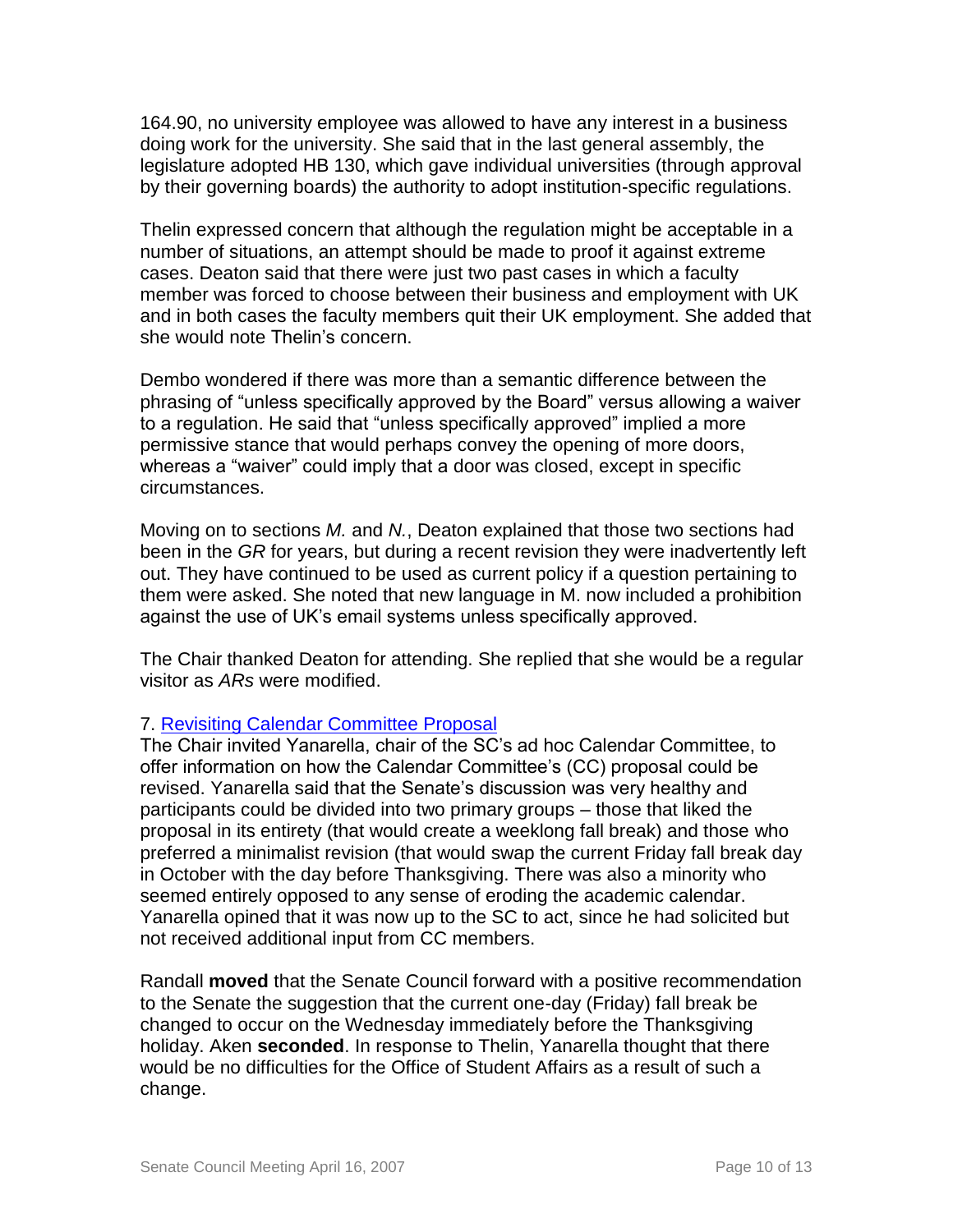164.90, no university employee was allowed to have any interest in a business doing work for the university. She said that in the last general assembly, the legislature adopted HB 130, which gave individual universities (through approval by their governing boards) the authority to adopt institution-specific regulations.

Thelin expressed concern that although the regulation might be acceptable in a number of situations, an attempt should be made to proof it against extreme cases. Deaton said that there were just two past cases in which a faculty member was forced to choose between their business and employment with UK and in both cases the faculty members quit their UK employment. She added that she would note Thelin's concern.

Dembo wondered if there was more than a semantic difference between the phrasing of "unless specifically approved by the Board" versus allowing a waiver to a regulation. He said that "unless specifically approved" implied a more permissive stance that would perhaps convey the opening of more doors, whereas a "waiver" could imply that a door was closed, except in specific circumstances.

Moving on to sections *M.* and *N.*, Deaton explained that those two sections had been in the *GR* for years, but during a recent revision they were inadvertently left out. They have continued to be used as current policy if a question pertaining to them were asked. She noted that new language in M. now included a prohibition against the use of UK's email systems unless specifically approved.

The Chair thanked Deaton for attending. She replied that she would be a regular visitor as *ARs* were modified.

7. Revisiting Calendar Committee Proposal

The Chair invited Yanarella, chair of the SC's ad hoc Calendar Committee, to offer information on how the Calendar Committee's (CC) proposal could be revised. Yanarella said that the Senate's discussion was very healthy and participants could be divided into two primary groups – those that liked the proposal in its entirety (that would create a weeklong fall break) and those who preferred a minimalist revision (that would swap the current Friday fall break day in October with the day before Thanksgiving. There was also a minority who seemed entirely opposed to any sense of eroding the academic calendar. Yanarella opined that it was now up to the SC to act, since he had solicited but not received additional input from CC members.

Randall **moved** that the Senate Council forward with a positive recommendation to the Senate the suggestion that the current one-day (Friday) fall break be changed to occur on the Wednesday immediately before the Thanksgiving holiday. Aken **seconded**. In response to Thelin, Yanarella thought that there would be no difficulties for the Office of Student Affairs as a result of such a change.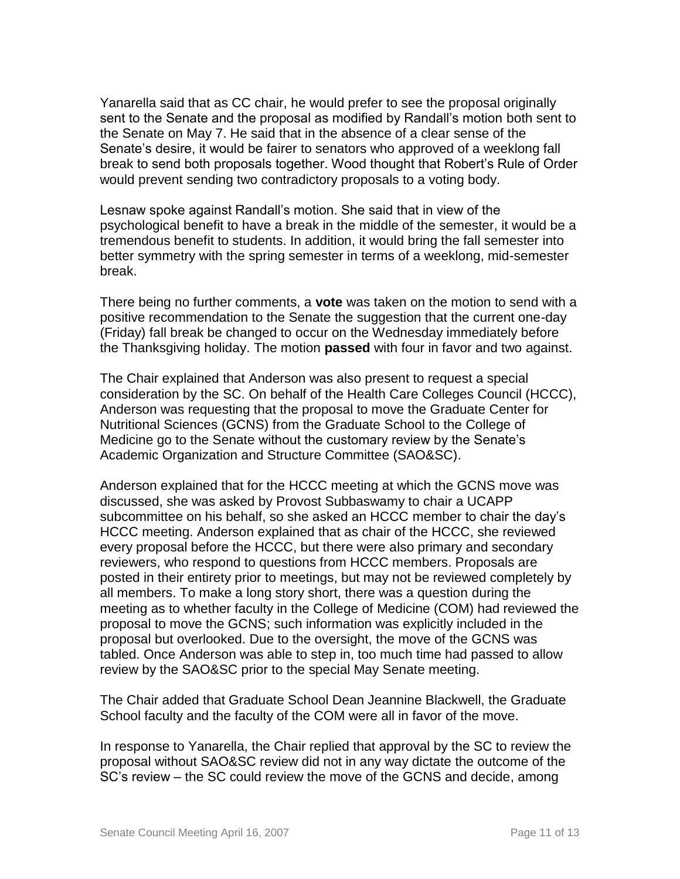Yanarella said that as CC chair, he would prefer to see the proposal originally sent to the Senate and the proposal as modified by Randall's motion both sent to the Senate on May 7. He said that in the absence of a clear sense of the Senate's desire, it would be fairer to senators who approved of a weeklong fall break to send both proposals together. Wood thought that Robert's Rule of Order would prevent sending two contradictory proposals to a voting body.

Lesnaw spoke against Randall's motion. She said that in view of the psychological benefit to have a break in the middle of the semester, it would be a tremendous benefit to students. In addition, it would bring the fall semester into better symmetry with the spring semester in terms of a weeklong, mid-semester break.

There being no further comments, a **vote** was taken on the motion to send with a positive recommendation to the Senate the suggestion that the current one-day (Friday) fall break be changed to occur on the Wednesday immediately before the Thanksgiving holiday. The motion **passed** with four in favor and two against.

The Chair explained that Anderson was also present to request a special consideration by the SC. On behalf of the Health Care Colleges Council (HCCC), Anderson was requesting that the proposal to move the Graduate Center for Nutritional Sciences (GCNS) from the Graduate School to the College of Medicine go to the Senate without the customary review by the Senate's Academic Organization and Structure Committee (SAO&SC).

Anderson explained that for the HCCC meeting at which the GCNS move was discussed, she was asked by Provost Subbaswamy to chair a UCAPP subcommittee on his behalf, so she asked an HCCC member to chair the day's HCCC meeting. Anderson explained that as chair of the HCCC, she reviewed every proposal before the HCCC, but there were also primary and secondary reviewers, who respond to questions from HCCC members. Proposals are posted in their entirety prior to meetings, but may not be reviewed completely by all members. To make a long story short, there was a question during the meeting as to whether faculty in the College of Medicine (COM) had reviewed the proposal to move the GCNS; such information was explicitly included in the proposal but overlooked. Due to the oversight, the move of the GCNS was tabled. Once Anderson was able to step in, too much time had passed to allow review by the SAO&SC prior to the special May Senate meeting.

The Chair added that Graduate School Dean Jeannine Blackwell, the Graduate School faculty and the faculty of the COM were all in favor of the move.

In response to Yanarella, the Chair replied that approval by the SC to review the proposal without SAO&SC review did not in any way dictate the outcome of the SC's review – the SC could review the move of the GCNS and decide, among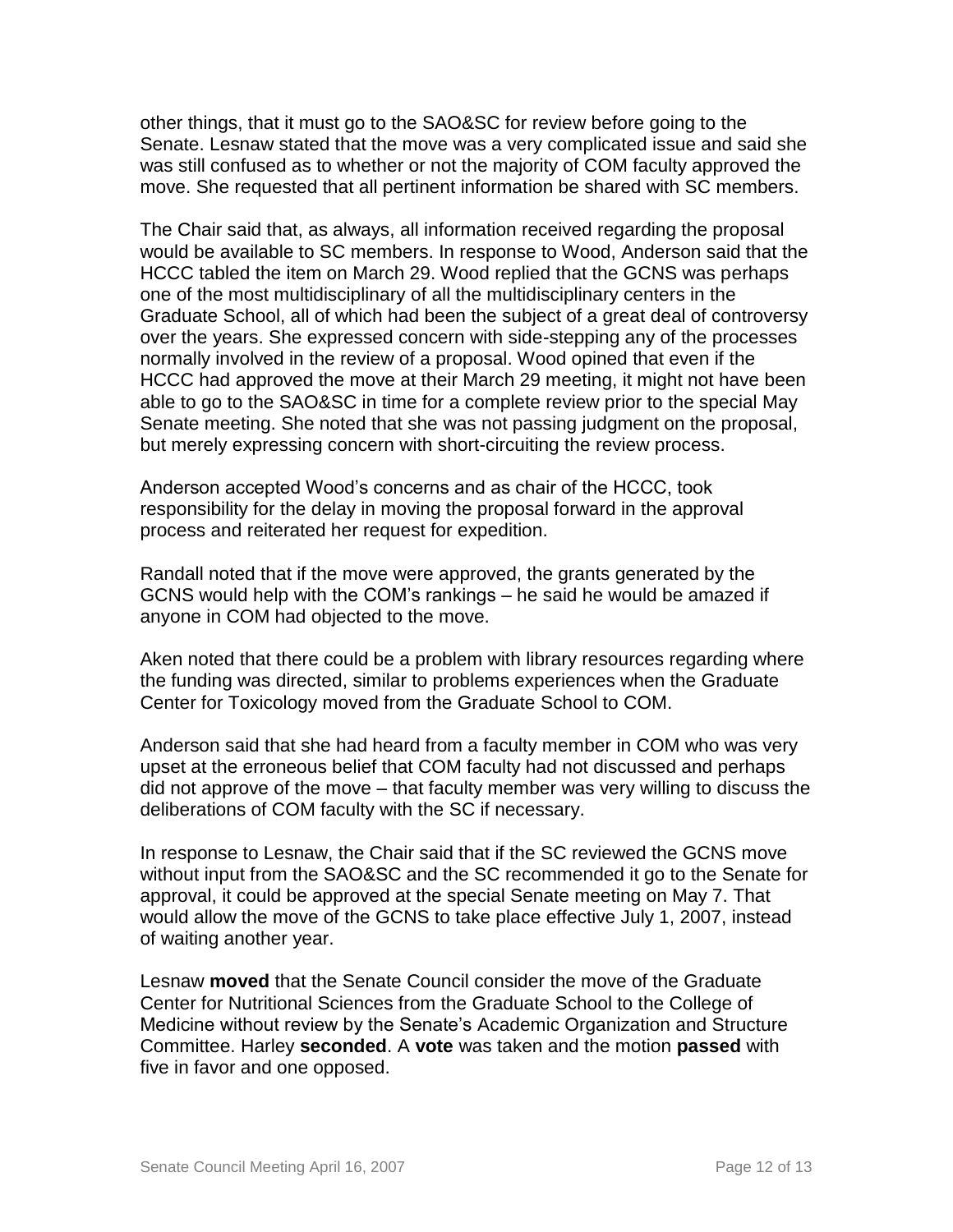other things, that it must go to the SAO&SC for review before going to the Senate. Lesnaw stated that the move was a very complicated issue and said she was still confused as to whether or not the majority of COM faculty approved the move. She requested that all pertinent information be shared with SC members.

The Chair said that, as always, all information received regarding the proposal would be available to SC members. In response to Wood, Anderson said that the HCCC tabled the item on March 29. Wood replied that the GCNS was perhaps one of the most multidisciplinary of all the multidisciplinary centers in the Graduate School, all of which had been the subject of a great deal of controversy over the years. She expressed concern with side-stepping any of the processes normally involved in the review of a proposal. Wood opined that even if the HCCC had approved the move at their March 29 meeting, it might not have been able to go to the SAO&SC in time for a complete review prior to the special May Senate meeting. She noted that she was not passing judgment on the proposal, but merely expressing concern with short-circuiting the review process.

Anderson accepted Wood's concerns and as chair of the HCCC, took responsibility for the delay in moving the proposal forward in the approval process and reiterated her request for expedition.

Randall noted that if the move were approved, the grants generated by the GCNS would help with the COM's rankings – he said he would be amazed if anyone in COM had objected to the move.

Aken noted that there could be a problem with library resources regarding where the funding was directed, similar to problems experiences when the Graduate Center for Toxicology moved from the Graduate School to COM.

Anderson said that she had heard from a faculty member in COM who was very upset at the erroneous belief that COM faculty had not discussed and perhaps did not approve of the move – that faculty member was very willing to discuss the deliberations of COM faculty with the SC if necessary.

In response to Lesnaw, the Chair said that if the SC reviewed the GCNS move without input from the SAO&SC and the SC recommended it go to the Senate for approval, it could be approved at the special Senate meeting on May 7. That would allow the move of the GCNS to take place effective July 1, 2007, instead of waiting another year.

Lesnaw **moved** that the Senate Council consider the move of the Graduate Center for Nutritional Sciences from the Graduate School to the College of Medicine without review by the Senate's Academic Organization and Structure Committee. Harley **seconded**. A **vote** was taken and the motion **passed** with five in favor and one opposed.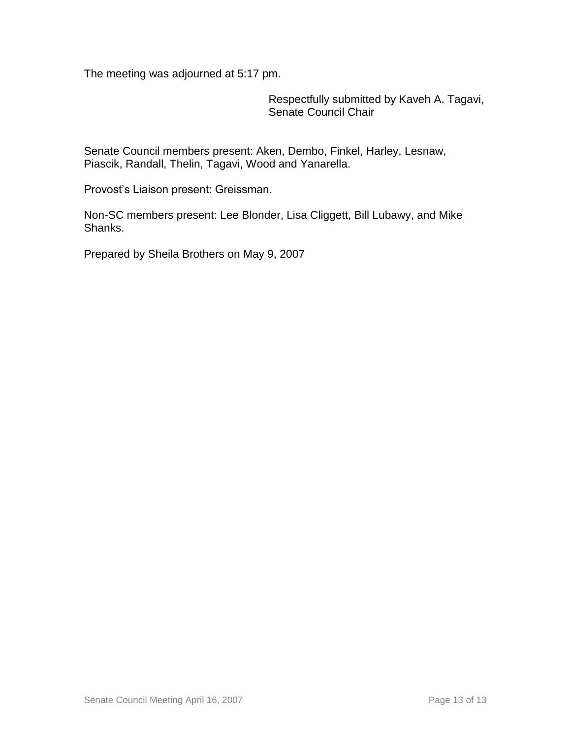The meeting was adjourned at 5:17 pm.

Respectfully submitted by Kaveh A. Tagavi,
Senate Council Chair

Senate Council members present: Aken, Dembo, Finkel, Harley, Lesnaw, Piascik, Randall, Thelin, Tagavi, Wood and Yanarella.

Provost's Liaison present: Greissman.

Non-SC members present: Lee Blonder, Lisa Cliggett, Bill Lubawy, and Mike Shanks.

Prepared by Sheila Brothers on May 9, 2007